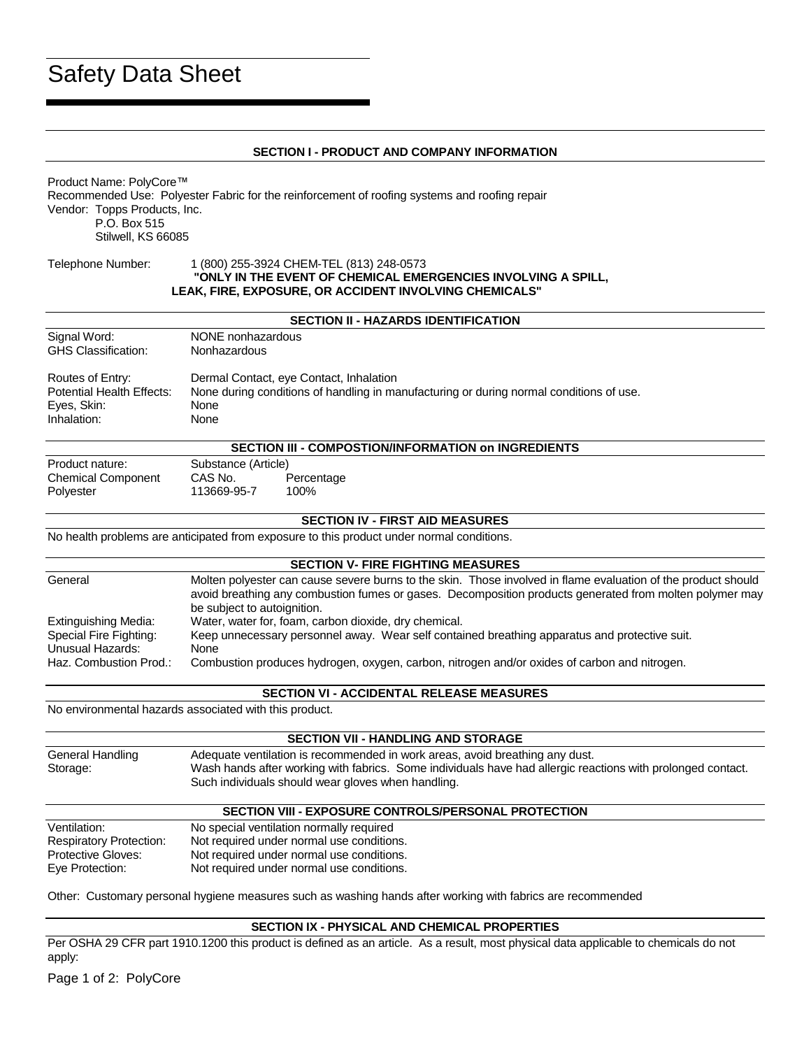# Safety Data Sheet

## SECTION I - PRODUCT AND COMPANY INFORMATION

Product Name: PolyCore™
Recommended Use: Polyester Fabric for the reinforcement of roofing systems and roofing repair
Vendor: Topps Products, Inc.
P.O. Box 515
Stilwell, KS 66085

Telephone Number: 1 (800) 255-3924 CHEM-TEL (813) 248-0573
**"ONLY IN THE EVENT OF CHEMICAL EMERGENCIES INVOLVING A SPILL, LEAK, FIRE, EXPOSURE, OR ACCIDENT INVOLVING CHEMICALS"**

## SECTION II - HAZARDS IDENTIFICATION

| | |
|---|---|
| Signal Word: | NONE nonhazardous |
| GHS Classification: | Nonhazardous |
| Routes of Entry: | Dermal Contact, eye Contact, Inhalation |
| Potential Health Effects: | None during conditions of handling in manufacturing or during normal conditions of use. |
| Eyes, Skin: | None |
| Inhalation: | None |

## SECTION III - COMPOSTION/INFORMATION on INGREDIENTS

| | | |
|---|---|---|
| Product nature: | Substance (Article) | |
| Chemical Component | CAS No. | Percentage |
| Polyester | 113669-95-7 | 100% |

## SECTION IV - FIRST AID MEASURES

No health problems are anticipated from exposure to this product under normal conditions.

## SECTION V- FIRE FIGHTING MEASURES

| | |
|---|---|
| General | Molten polyester can cause severe burns to the skin. Those involved in flame evaluation of the product should avoid breathing any combustion fumes or gases. Decomposition products generated from molten polymer may be subject to autoignition. |
| Extinguishing Media: | Water, water for, foam, carbon dioxide, dry chemical. |
| Special Fire Fighting: | Keep unnecessary personnel away. Wear self contained breathing apparatus and protective suit. |
| Unusual Hazards: | None |
| Haz. Combustion Prod.: | Combustion produces hydrogen, oxygen, carbon, nitrogen and/or oxides of carbon and nitrogen. |

## SECTION VI - ACCIDENTAL RELEASE MEASURES

No environmental hazards associated with this product.

## SECTION VII - HANDLING AND STORAGE

| | |
|---|---|
| General Handling | Adequate ventilation is recommended in work areas, avoid breathing any dust. |
| Storage: | Wash hands after working with fabrics. Some individuals have had allergic reactions with prolonged contact. Such individuals should wear gloves when handling. |

## SECTION VIII - EXPOSURE CONTROLS/PERSONAL PROTECTION

| | |
|---|---|
| Ventilation: | No special ventilation normally required |
| Respiratory Protection: | Not required under normal use conditions. |
| Protective Gloves: | Not required under normal use conditions. |
| Eye Protection: | Not required under normal use conditions. |

Other: Customary personal hygiene measures such as washing hands after working with fabrics are recommended

## SECTION IX - PHYSICAL AND CHEMICAL PROPERTIES

Per OSHA 29 CFR part 1910.1200 this product is defined as an article. As a result, most physical data applicable to chemicals do not apply: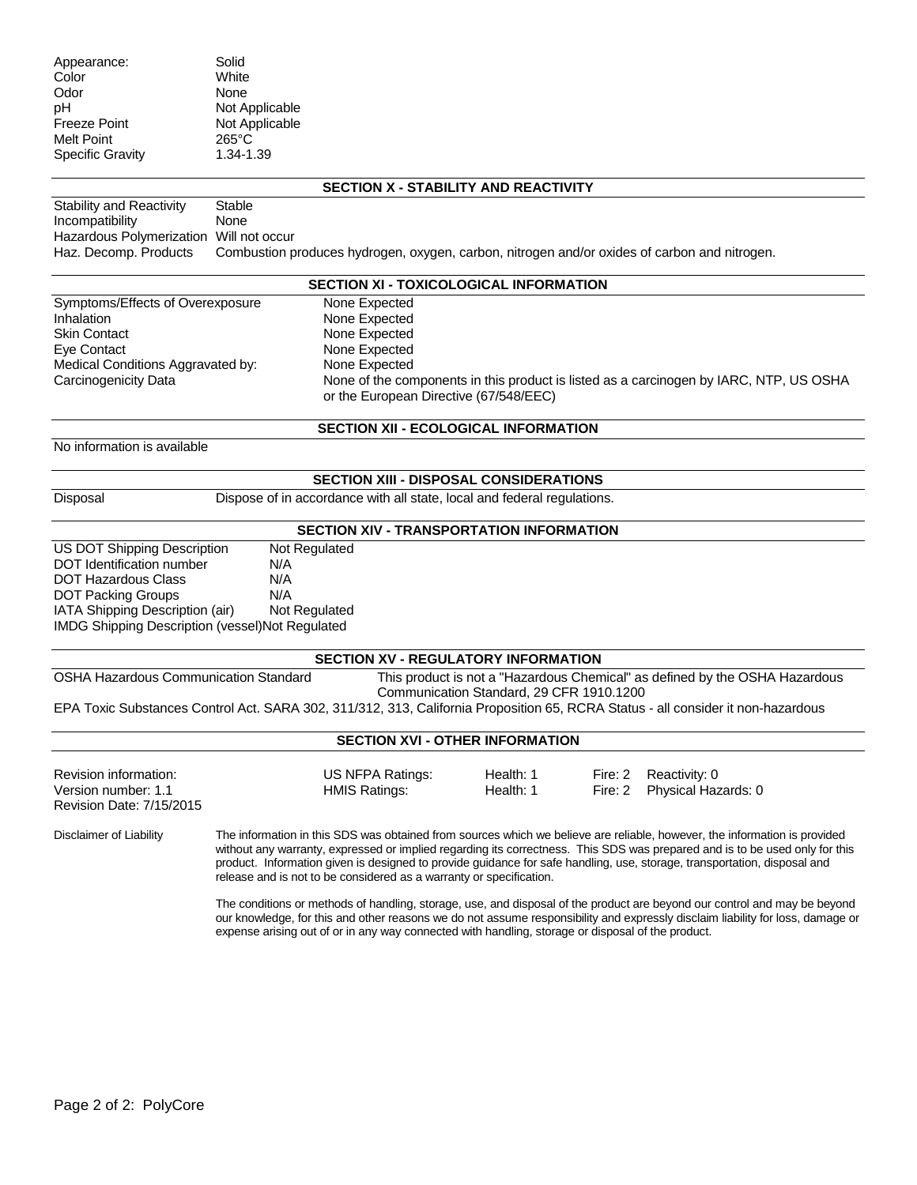| | |
|---|---|
| Appearance: | Solid |
| Color | White |
| Odor | None |
| pH | Not Applicable |
| Freeze Point | Not Applicable |
| Melt Point | 265°C |
| Specific Gravity | 1.34-1.39 |

## SECTION X - STABILITY AND REACTIVITY

| | |
|---|---|
| Stability and Reactivity | Stable |
| Incompatibility | None |
| Hazardous Polymerization | Will not occur |
| Haz. Decomp. Products | Combustion produces hydrogen, oxygen, carbon, nitrogen and/or oxides of carbon and nitrogen. |

## SECTION XI - TOXICOLOGICAL INFORMATION

| | |
|---|---|
| Symptoms/Effects of Overexposure | None Expected |
| Inhalation | None Expected |
| Skin Contact | None Expected |
| Eye Contact | None Expected |
| Medical Conditions Aggravated by: | None Expected |
| Carcinogenicity Data | None of the components in this product is listed as a carcinogen by IARC, NTP, US OSHA or the European Directive (67/548/EEC) |

## SECTION XII - ECOLOGICAL INFORMATION

No information is available

## SECTION XIII - DISPOSAL CONSIDERATIONS

| | |
|---|---|
| Disposal | Dispose of in accordance with all state, local and federal regulations. |

## SECTION XIV - TRANSPORTATION INFORMATION

| | |
|---|---|
| US DOT Shipping Description | Not Regulated |
| DOT Identification number | N/A |
| DOT Hazardous Class | N/A |
| DOT Packing Groups | N/A |
| IATA Shipping Description (air) | Not Regulated |
| IMDG Shipping Description (vessel) | Not Regulated |

## SECTION XV - REGULATORY INFORMATION

| | |
|---|---|
| OSHA Hazardous Communication Standard | This product is not a "Hazardous Chemical" as defined by the OSHA Hazardous Communication Standard, 29 CFR 1910.1200 |

EPA Toxic Substances Control Act. SARA 302, 311/312, 313, California Proposition 65, RCRA Status - all consider it non-hazardous

## SECTION XVI - OTHER INFORMATION

| | | | | |
|---|---|---|---|---|
| Revision information: | US NFPA Ratings: | Health: 1 | Fire: 2 | Reactivity: 0 |
| Version number: 1.1 | HMIS Ratings: | Health: 1 | Fire: 2 | Physical Hazards: 0 |
| Revision Date: 7/15/2015 | | | | |

Disclaimer of Liability

The information in this SDS was obtained from sources which we believe are reliable, however, the information is provided without any warranty, expressed or implied regarding its correctness. This SDS was prepared and is to be used only for this product. Information given is designed to provide guidance for safe handling, use, storage, transportation, disposal and release and is not to be considered as a warranty or specification.

The conditions or methods of handling, storage, use, and disposal of the product are beyond our control and may be beyond our knowledge, for this and other reasons we do not assume responsibility and expressly disclaim liability for loss, damage or expense arising out of or in any way connected with handling, storage or disposal of the product.